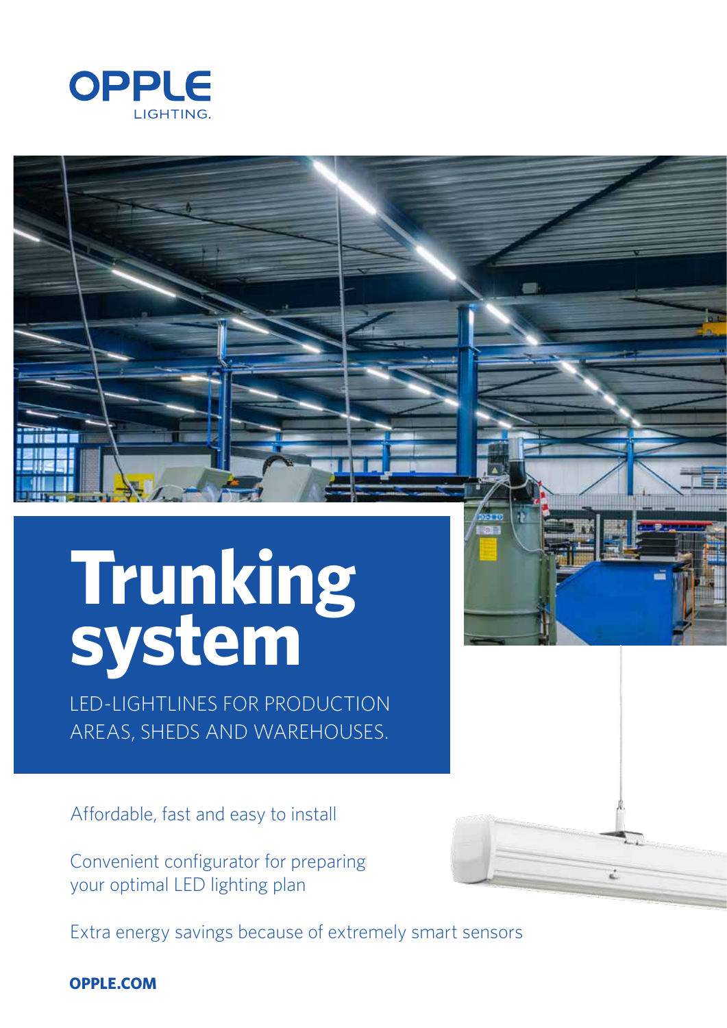OPPLE
LIGHTING.

# Trunking system

LED-LIGHTLINES FOR PRODUCTION AREAS, SHEDS AND WAREHOUSES.

Affordable, fast and easy to install

Convenient configurator for preparing your optimal LED lighting plan

Extra energy savings because of extremely smart sensors

**OPPLE.COM**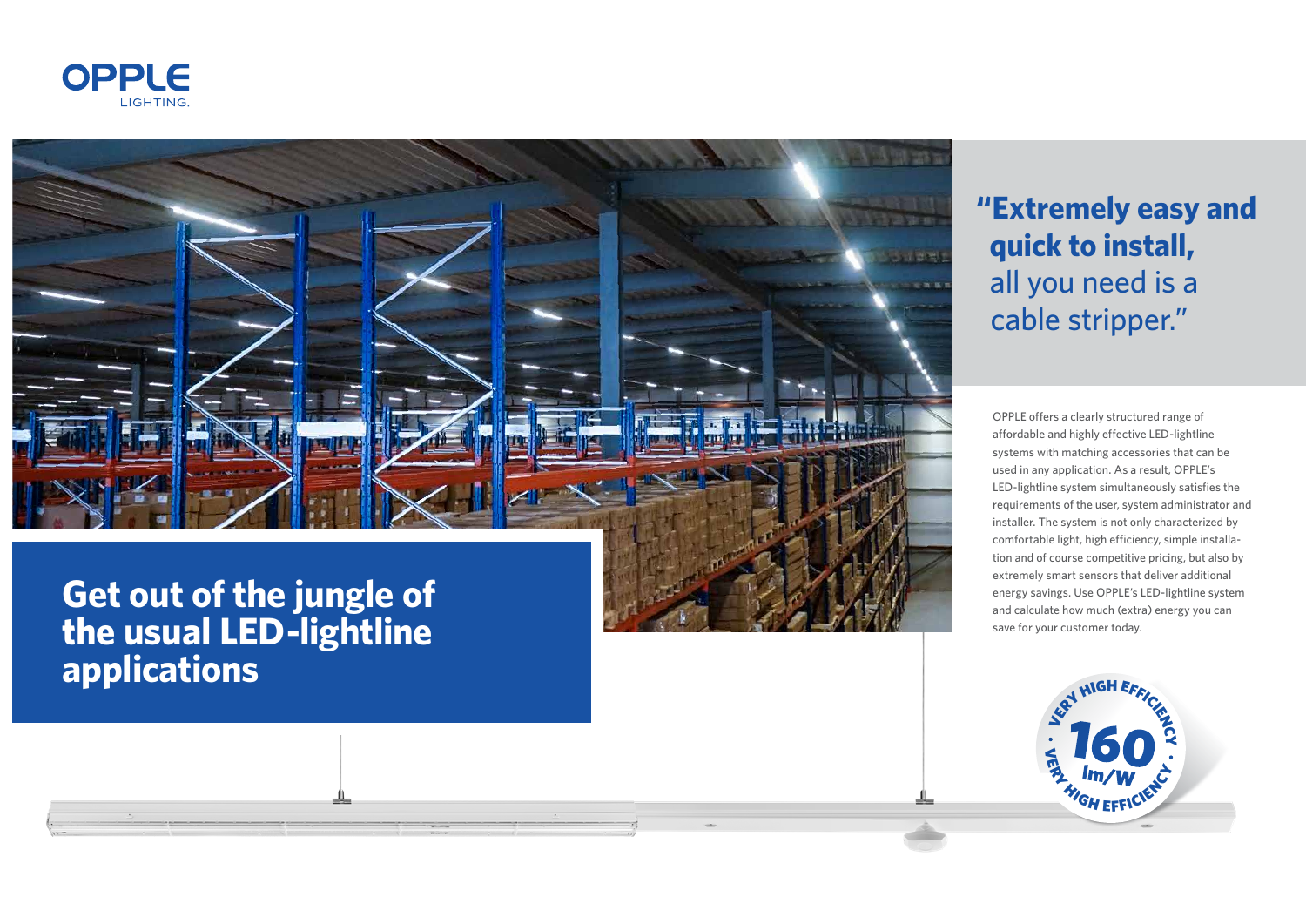# Get out of the jungle of the usual LED-lightline applications

**"Extremely easy and quick to install,** all you need is a cable stripper."

OPPLE offers a clearly structured range of affordable and highly effective LED-lightline systems with matching accessories that can be used in any application. As a result, OPPLE's LED-lightline system simultaneously satisfies the requirements of the user, system administrator and installer. The system is not only characterized by comfortable light, high efficiency, simple installation and of course competitive pricing, but also by extremely smart sensors that deliver additional energy savings. Use OPPLE's LED-lightline system and calculate how much (extra) energy you can save for your customer today.

VERY HIGH EFFICIENCY · 160 lm/W · VERY HIGH EFFICIENCY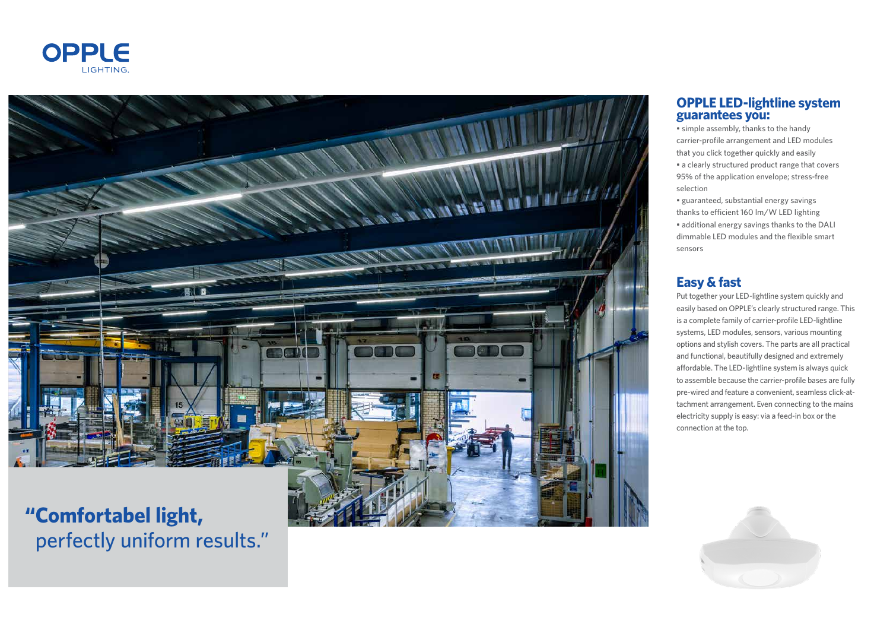**"Comfortabel light,**
perfectly uniform results."

## OPPLE LED-lightline system guarantees you:

- simple assembly, thanks to the handy carrier-profile arrangement and LED modules that you click together quickly and easily
- a clearly structured product range that covers 95% of the application envelope; stress-free selection
- guaranteed, substantial energy savings thanks to efficient 160 lm/W LED lighting
- additional energy savings thanks to the DALI dimmable LED modules and the flexible smart sensors

## Easy & fast

Put together your LED-lightline system quickly and easily based on OPPLE's clearly structured range. This is a complete family of carrier-profile LED-lightline systems, LED modules, sensors, various mounting options and stylish covers. The parts are all practical and functional, beautifully designed and extremely affordable. The LED-lightline system is always quick to assemble because the carrier-profile bases are fully pre-wired and feature a convenient, seamless click-at-tachment arrangement. Even connecting to the mains electricity supply is easy: via a feed-in box or the connection at the top.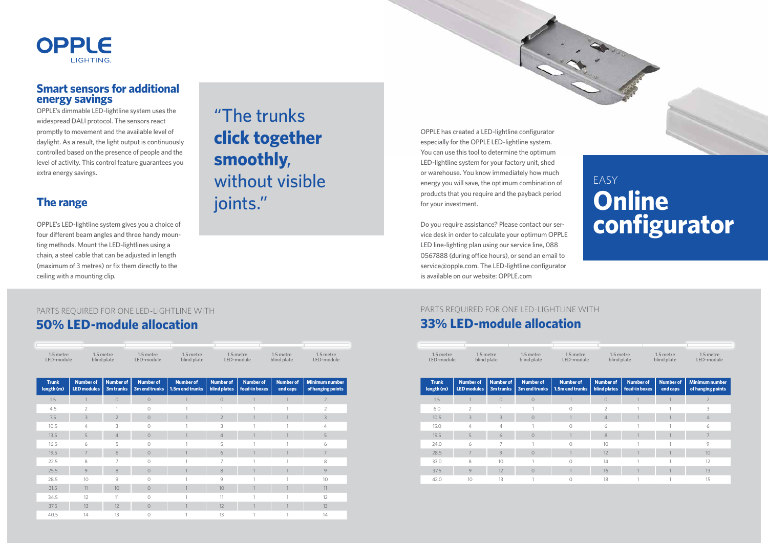## Smart sensors for additional energy savings

OPPLE's dimmable LED-lightline system uses the widespread DALI protocol. The sensors react promptly to movement and the available level of daylight. As a result, the light output is continuously controlled based on the presence of people and the level of activity. This control feature guarantees you extra energy savings.

## The range

OPPLE's LED-lightline system gives you a choice of four different beam angles and three handy mounting methods. Mount the LED-lightlines using a chain, a steel cable that can be adjusted in length (maximum of 3 metres) or fix them directly to the ceiling with a mounting clip.

> "The trunks **click together smoothly**, without visible joints."

EASY

## Online configurator

OPPLE has created a LED-lightline configurator especially for the OPPLE LED-lightline system. You can use this tool to determine the optimum LED-lightline system for your factory unit, shed or warehouse. You know immediately how much energy you will save, the optimum combination of products that you require and the payback period for your investment.

Do you require assistance? Please contact our service desk in order to calculate your optimum OPPLE LED line-lighting plan using our service line, 088 0567888 (during office hours), or send an email to service@opple.com. The LED-lightline configurator is available on our website: OPPLE.com

PARTS REQUIRED FOR ONE LED-LIGHTLINE WITH

### 50% LED-module allocation

1.5 metre LED-module | 1.5 metre blind plate | 1.5 metre LED-module | 1.5 metre blind plate | 1.5 metre LED-module | 1.5 metre blind plate | 1.5 metre LED-module

| Trunk length (m) | Number of LED modules | Number of 3m trunks | Number of 3m end trunks | Number of 1.5m end trunks | Number of blind plates | Number of feed-in boxes | Number of end caps | Minimum number of hanging points |
|---|---|---|---|---|---|---|---|---|
| 1.5 | 1 | 0 | 0 | 1 | 0 | 1 | 1 | 2 |
| 4.5 | 2 | 1 | 0 | 1 | 1 | 1 | 1 | 2 |
| 7.5 | 3 | 2 | 0 | 1 | 2 | 1 | 1 | 3 |
| 10.5 | 4 | 3 | 0 | 1 | 3 | 1 | 1 | 4 |
| 13.5 | 5 | 4 | 0 | 1 | 4 | 1 | 1 | 5 |
| 16.5 | 6 | 5 | 0 | 1 | 5 | 1 | 1 | 6 |
| 19.5 | 7 | 6 | 0 | 1 | 6 | 1 | 1 | 7 |
| 22.5 | 8 | 7 | 0 | 1 | 7 | 1 | 1 | 8 |
| 25.5 | 9 | 8 | 0 | 1 | 8 | 1 | 1 | 9 |
| 28.5 | 10 | 9 | 0 | 1 | 9 | 1 | 1 | 10 |
| 31.5 | 11 | 10 | 0 | 1 | 10 | 1 | 1 | 11 |
| 34.5 | 12 | 11 | 0 | 1 | 11 | 1 | 1 | 12 |
| 37.5 | 13 | 12 | 0 | 1 | 12 | 1 | 1 | 13 |
| 40.5 | 14 | 13 | 0 | 1 | 13 | 1 | 1 | 14 |

PARTS REQUIRED FOR ONE LED-LIGHTLINE WITH

### 33% LED-module allocation

1.5 metre LED-module | 1.5 metre blind plate | 1.5 metre blind plate | 1.5 metre LED-module | 1.5 metre blind plate | 1.5 metre blind plate | 1.5 metre LED-module

| Trunk length (m) | Number of LED modules | Number of 3m trunks | Number of 3m end trunks | Number of 1.5m end trunks | Number of blind plates | Number of feed-in boxes | Number of end caps | Minimum number of hanging points |
|---|---|---|---|---|---|---|---|---|
| 1.5 | 1 | 0 | 0 | 1 | 0 | 1 | 1 | 2 |
| 6.0 | 2 | 1 | 1 | 0 | 2 | 1 | 1 | 3 |
| 10.5 | 3 | 3 | 0 | 1 | 4 | 1 | 1 | 4 |
| 15.0 | 4 | 4 | 1 | 0 | 6 | 1 | 1 | 6 |
| 19.5 | 5 | 6 | 0 | 1 | 8 | 1 | 1 | 7 |
| 24.0 | 6 | 7 | 1 | 0 | 10 | 1 | 1 | 9 |
| 28.5 | 7 | 9 | 0 | 1 | 12 | 1 | 1 | 10 |
| 33.0 | 8 | 10 | 1 | 0 | 14 | 1 | 1 | 12 |
| 37.5 | 9 | 12 | 0 | 1 | 16 | 1 | 1 | 13 |
| 42.0 | 10 | 13 | 1 | 0 | 18 | 1 | 1 | 15 |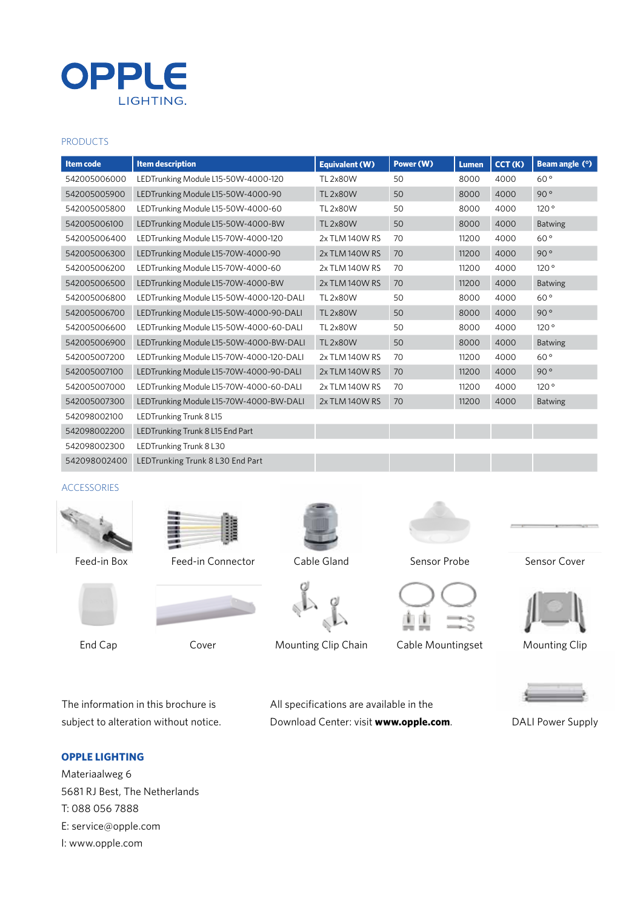# OPPLE
LIGHTING.

## PRODUCTS

| Item code | Item description | Equivalent (W) | Power (W) | Lumen | CCT (K) | Beam angle (°) |
|---|---|---|---|---|---|---|
| 542005006000 | LEDTrunking Module L15-50W-4000-120 | TL 2x80W | 50 | 8000 | 4000 | 60 ° |
| 542005005900 | LEDTrunking Module L15-50W-4000-90 | TL 2x80W | 50 | 8000 | 4000 | 90 ° |
| 542005005800 | LEDTrunking Module L15-50W-4000-60 | TL 2x80W | 50 | 8000 | 4000 | 120 ° |
| 542005006100 | LEDTrunking Module L15-50W-4000-BW | TL 2x80W | 50 | 8000 | 4000 | Batwing |
| 542005006400 | LEDTrunking Module L15-70W-4000-120 | 2x TLM 140W RS | 70 | 11200 | 4000 | 60 ° |
| 542005006300 | LEDTrunking Module L15-70W-4000-90 | 2x TLM 140W RS | 70 | 11200 | 4000 | 90 ° |
| 542005006200 | LEDTrunking Module L15-70W-4000-60 | 2x TLM 140W RS | 70 | 11200 | 4000 | 120 ° |
| 542005006500 | LEDTrunking Module L15-70W-4000-BW | 2x TLM 140W RS | 70 | 11200 | 4000 | Batwing |
| 542005006800 | LEDTrunking Module L15-50W-4000-120-DALI | TL 2x80W | 50 | 8000 | 4000 | 60 ° |
| 542005006700 | LEDTrunking Module L15-50W-4000-90-DALI | TL 2x80W | 50 | 8000 | 4000 | 90 ° |
| 542005006600 | LEDTrunking Module L15-50W-4000-60-DALI | TL 2x80W | 50 | 8000 | 4000 | 120 ° |
| 542005006900 | LEDTrunking Module L15-50W-4000-BW-DALI | TL 2x80W | 50 | 8000 | 4000 | Batwing |
| 542005007200 | LEDTrunking Module L15-70W-4000-120-DALI | 2x TLM 140W RS | 70 | 11200 | 4000 | 60 ° |
| 542005007100 | LEDTrunking Module L15-70W-4000-90-DALI | 2x TLM 140W RS | 70 | 11200 | 4000 | 90 ° |
| 542005007000 | LEDTrunking Module L15-70W-4000-60-DALI | 2x TLM 140W RS | 70 | 11200 | 4000 | 120 ° |
| 542005007300 | LEDTrunking Module L15-70W-4000-BW-DALI | 2x TLM 140W RS | 70 | 11200 | 4000 | Batwing |
| 542098002100 | LEDTrunking Trunk 8 L15 | | | | | |
| 542098002200 | LEDTrunking Trunk 8 L15 End Part | | | | | |
| 542098002300 | LEDTrunking Trunk 8 L30 | | | | | |
| 542098002400 | LEDTrunking Trunk 8 L30 End Part | | | | | |

## ACCESSORIES

Feed-in Box

Feed-in Connector

Cable Gland

Sensor Probe

Sensor Cover

End Cap

Cover

Mounting Clip Chain

Cable Mountingset

Mounting Clip

DALI Power Supply

The information in this brochure is subject to alteration without notice.

All specifications are available in the Download Center: visit **www.opple.com**.

**OPPLE LIGHTING**
Materiaalweg 6
5681 RJ Best, The Netherlands
T: 088 056 7888
E: service@opple.com
I: www.opple.com